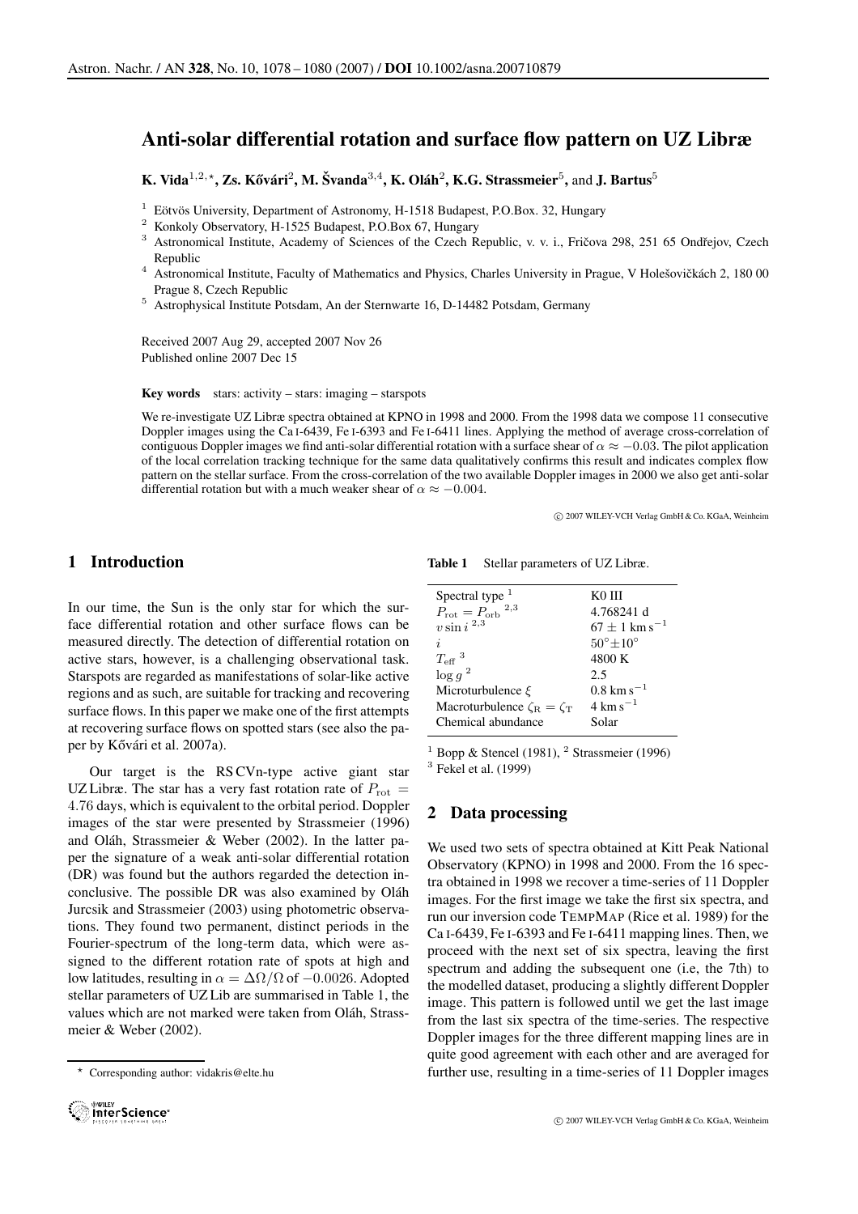# Anti-solar differential rotation and surface flow pattern on UZ Libræ

**K. Vida**[1,2,⋆], **Zs. Kővári**[2], **M. Švanda**[3,4], **K. Oláh**[2], **K.G. Strassmeier**[5], and **J. Bartus**[5]

[1] Eötvös University, Department of Astronomy, H-1518 Budapest, P.O.Box. 32, Hungary
[2] Konkoly Observatory, H-1525 Budapest, P.O.Box 67, Hungary
[3] Astronomical Institute, Academy of Sciences of the Czech Republic, v. v. i., Fričova 298, 251 65 Ondřejov, Czech Republic
[4] Astronomical Institute, Faculty of Mathematics and Physics, Charles University in Prague, V Holešovičkách 2, 180 00 Prague 8, Czech Republic
[5] Astrophysical Institute Potsdam, An der Sternwarte 16, D-14482 Potsdam, Germany

Received 2007 Aug 29, accepted 2007 Nov 26
Published online 2007 Dec 15

**Key words** stars: activity – stars: imaging – starspots

We re-investigate UZ Libræ spectra obtained at KPNO in 1998 and 2000. From the 1998 data we compose 11 consecutive Doppler images using the Ca I-6439, Fe I-6393 and Fe I-6411 lines. Applying the method of average cross-correlation of contiguous Doppler images we find anti-solar differential rotation with a surface shear of $\alpha \approx -0.03$. The pilot application of the local correlation tracking technique for the same data qualitatively confirms this result and indicates complex flow pattern on the stellar surface. From the cross-correlation of the two available Doppler images in 2000 we also get anti-solar differential rotation but with a much weaker shear of $\alpha \approx -0.004$.

© 2007 WILEY-VCH Verlag GmbH & Co. KGaA, Weinheim

## 1 Introduction

In our time, the Sun is the only star for which the surface differential rotation and other surface flows can be measured directly. The detection of differential rotation on active stars, however, is a challenging observational task. Starspots are regarded as manifestations of solar-like active regions and as such, are suitable for tracking and recovering surface flows. In this paper we make one of the first attempts at recovering surface flows on spotted stars (see also the paper by Kővári et al. 2007a).

Our target is the RS CVn-type active giant star UZ Libræ. The star has a very fast rotation rate of $P_{\mathrm{rot}} = 4.76$ days, which is equivalent to the orbital period. Doppler images of the star were presented by Strassmeier (1996) and Oláh, Strassmeier & Weber (2002). In the latter paper the signature of a weak anti-solar differential rotation (DR) was found but the authors regarded the detection inconclusive. The possible DR was also examined by Oláh Jurcsik and Strassmeier (2003) using photometric observations. They found two permanent, distinct periods in the Fourier-spectrum of the long-term data, which were assigned to the different rotation rate of spots at high and low latitudes, resulting in $\alpha = \Delta\Omega/\Omega$ of $-0.0026$. Adopted stellar parameters of UZ Lib are summarised in Table 1, the values which are not marked were taken from Oláh, Strassmeier & Weber (2002).

**Table 1** Stellar parameters of UZ Libræ.

| | |
|---|---|
| Spectral type [1] | K0 III |
| $P_{\mathrm{rot}} = P_{\mathrm{orb}}$ [2,3] | 4.768241 d |
| $v \sin i$ [2,3] | $67 \pm 1$ km s$^{-1}$ |
| $i$ | $50^\circ \pm 10^\circ$ |
| $T_{\mathrm{eff}}$ [3] | 4800 K |
| $\log g$ [2] | 2.5 |
| Microturbulence $\xi$ | 0.8 km s$^{-1}$ |
| Macroturbulence $\zeta_{\mathrm{R}} = \zeta_{\mathrm{T}}$ | 4 km s$^{-1}$ |
| Chemical abundance | Solar |

[1] Bopp & Stencel (1981), [2] Strassmeier (1996)
[3] Fekel et al. (1999)

## 2 Data processing

We used two sets of spectra obtained at Kitt Peak National Observatory (KPNO) in 1998 and 2000. From the 16 spectra obtained in 1998 we recover a time-series of 11 Doppler images. For the first image we take the first six spectra, and run our inversion code TempMap (Rice et al. 1989) for the Ca I-6439, Fe I-6393 and Fe I-6411 mapping lines. Then, we proceed with the next set of six spectra, leaving the first spectrum and adding the subsequent one (i.e, the 7th) to the modelled dataset, producing a slightly different Doppler image. This pattern is followed until we get the last image from the last six spectra of the time-series. The respective Doppler images for the three different mapping lines are in quite good agreement with each other and are averaged for further use, resulting in a time-series of 11 Doppler images

⋆ Corresponding author: vidakris@elte.hu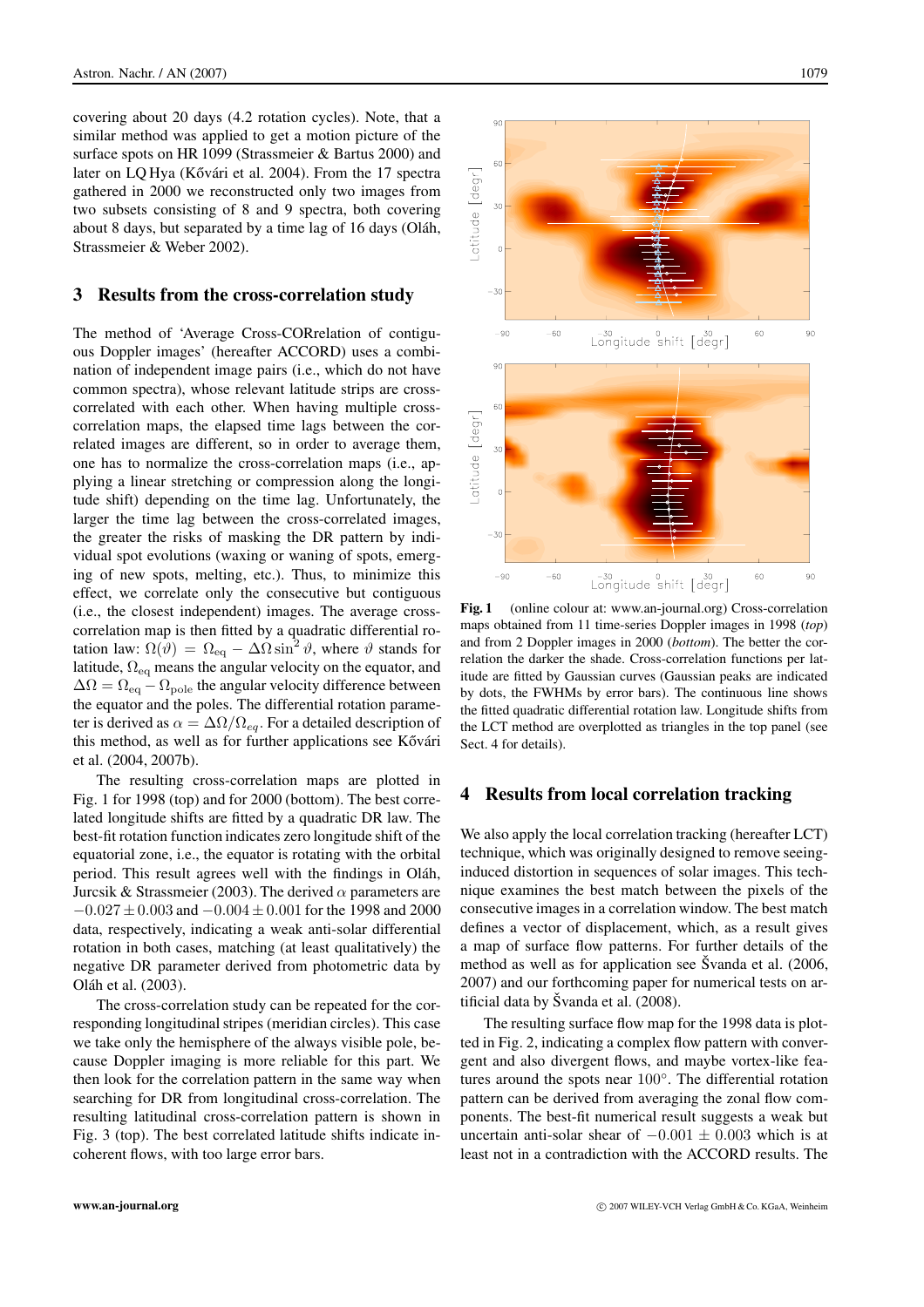covering about 20 days (4.2 rotation cycles). Note, that a similar method was applied to get a motion picture of the surface spots on HR 1099 (Strassmeier & Bartus 2000) and later on LQ Hya (Kővári et al. 2004). From the 17 spectra gathered in 2000 we reconstructed only two images from two subsets consisting of 8 and 9 spectra, both covering about 8 days, but separated by a time lag of 16 days (Oláh, Strassmeier & Weber 2002).

## 3 Results from the cross-correlation study

The method of 'Average Cross-CORrelation of contiguous Doppler images' (hereafter ACCORD) uses a combination of independent image pairs (i.e., which do not have common spectra), whose relevant latitude strips are cross-correlated with each other. When having multiple cross-correlation maps, the elapsed time lags between the correlated images are different, so in order to average them, one has to normalize the cross-correlation maps (i.e., applying a linear stretching or compression along the longitude shift) depending on the time lag. Unfortunately, the larger the time lag between the cross-correlated images, the greater the risks of masking the DR pattern by individual spot evolutions (waxing or waning of spots, emerging of new spots, melting, etc.). Thus, to minimize this effect, we correlate only the consecutive but contiguous (i.e., the closest independent) images. The average cross-correlation map is then fitted by a quadratic differential rotation law: $\Omega(\vartheta) = \Omega_{\rm eq} - \Delta\Omega \sin^2\vartheta$, where $\vartheta$ stands for latitude, $\Omega_{\rm eq}$ means the angular velocity on the equator, and $\Delta\Omega = \Omega_{\rm eq} - \Omega_{\rm pole}$ the angular velocity difference between the equator and the poles. The differential rotation parameter is derived as $\alpha = \Delta\Omega/\Omega_{eq}$. For a detailed description of this method, as well as for further applications see Kővári et al. (2004, 2007b).

The resulting cross-correlation maps are plotted in Fig. 1 for 1998 (top) and for 2000 (bottom). The best correlated longitude shifts are fitted by a quadratic DR law. The best-fit rotation function indicates zero longitude shift of the equatorial zone, i.e., the equator is rotating with the orbital period. This result agrees well with the findings in Oláh, Jurcsik & Strassmeier (2003). The derived $\alpha$ parameters are $-0.027 \pm 0.003$ and $-0.004 \pm 0.001$ for the 1998 and 2000 data, respectively, indicating a weak anti-solar differential rotation in both cases, matching (at least qualitatively) the negative DR parameter derived from photometric data by Oláh et al. (2003).

The cross-correlation study can be repeated for the corresponding longitudinal stripes (meridian circles). This case we take only the hemisphere of the always visible pole, because Doppler imaging is more reliable for this part. We then look for the correlation pattern in the same way when searching for DR from longitudinal cross-correlation. The resulting latitudinal cross-correlation pattern is shown in Fig. 3 (top). The best correlated latitude shifts indicate incoherent flows, with too large error bars.

**Fig. 1** (online colour at: www.an-journal.org) Cross-correlation maps obtained from 11 time-series Doppler images in 1998 (*top*) and from 2 Doppler images in 2000 (*bottom*). The better the correlation the darker the shade. Cross-correlation functions per latitude are fitted by Gaussian curves (Gaussian peaks are indicated by dots, the FWHMs by error bars). The continuous line shows the fitted quadratic differential rotation law. Longitude shifts from the LCT method are overplotted as triangles in the top panel (see Sect. 4 for details).

## 4 Results from local correlation tracking

We also apply the local correlation tracking (hereafter LCT) technique, which was originally designed to remove seeing-induced distortion in sequences of solar images. This technique examines the best match between the pixels of the consecutive images in a correlation window. The best match defines a vector of displacement, which, as a result gives a map of surface flow patterns. For further details of the method as well as for application see Švanda et al. (2006, 2007) and our forthcoming paper for numerical tests on artificial data by Švanda et al. (2008).

The resulting surface flow map for the 1998 data is plotted in Fig. 2, indicating a complex flow pattern with convergent and also divergent flows, and maybe vortex-like features around the spots near 100°. The differential rotation pattern can be derived from averaging the zonal flow components. The best-fit numerical result suggests a weak but uncertain anti-solar shear of $-0.001 \pm 0.003$ which is at least not in a contradiction with the ACCORD results. The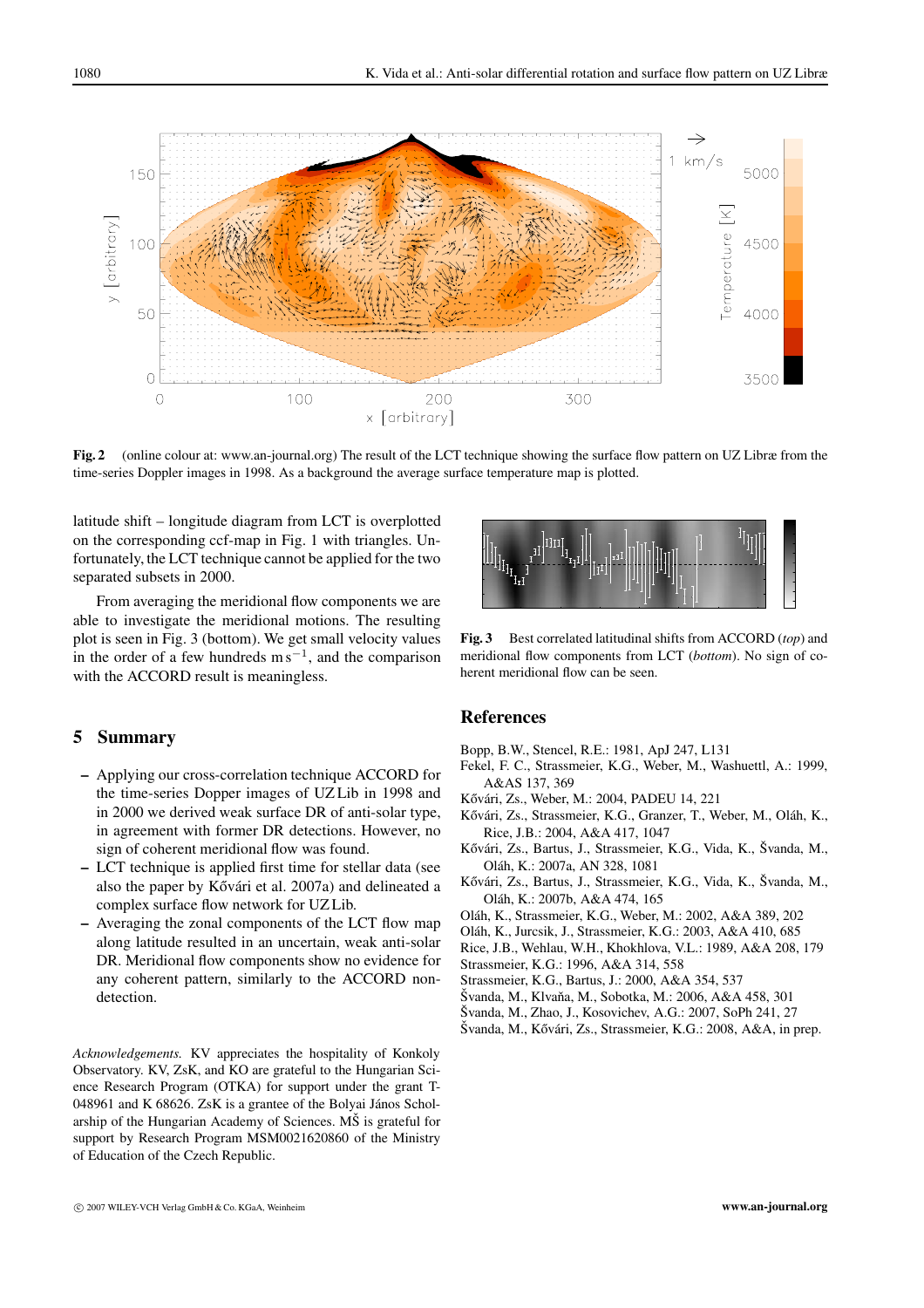1 km/s

150

100

50

0

0 100 200 300

x [arbitrary]

y [arbitrary]

Temperature [K]

5000

4500

4000

3500

**Fig. 2** (online colour at: www.an-journal.org) The result of the LCT technique showing the surface flow pattern on UZ Libræ from the time-series Doppler images in 1998. As a background the average surface temperature map is plotted.

latitude shift – longitude diagram from LCT is overplotted on the corresponding ccf-map in Fig. 1 with triangles. Unfortunately, the LCT technique cannot be applied for the two separated subsets in 2000.

From averaging the meridional flow components we are able to investigate the meridional motions. The resulting plot is seen in Fig. 3 (bottom). We get small velocity values in the order of a few hundreds m s$^{-1}$, and the comparison with the ACCORD result is meaningless.

**Fig. 3** Best correlated latitudinal shifts from ACCORD (*top*) and meridional flow components from LCT (*bottom*). No sign of coherent meridional flow can be seen.

## 5 Summary

- Applying our cross-correlation technique ACCORD for the time-series Dopper images of UZ Lib in 1998 and in 2000 we derived weak surface DR of anti-solar type, in agreement with former DR detections. However, no sign of coherent meridional flow was found.
- LCT technique is applied first time for stellar data (see also the paper by Kővári et al. 2007a) and delineated a complex surface flow network for UZ Lib.
- Averaging the zonal components of the LCT flow map along latitude resulted in an uncertain, weak anti-solar DR. Meridional flow components show no evidence for any coherent pattern, similarly to the ACCORD non-detection.

*Acknowledgements.* KV appreciates the hospitality of Konkoly Observatory. KV, ZsK, and KO are grateful to the Hungarian Science Research Program (OTKA) for support under the grant T-048961 and K 68626. ZsK is a grantee of the Bolyai János Scholarship of the Hungarian Academy of Sciences. MŠ is grateful for support by Research Program MSM0021620860 of the Ministry of Education of the Czech Republic.

## References

Bopp, B.W., Stencel, R.E.: 1981, ApJ 247, L131
Fekel, F. C., Strassmeier, K.G., Weber, M., Washuettl, A.: 1999, A&AS 137, 369
Kővári, Zs., Weber, M.: 2004, PADEU 14, 221
Kővári, Zs., Strassmeier, K.G., Granzer, T., Weber, M., Oláh, K., Rice, J.B.: 2004, A&A 417, 1047
Kővári, Zs., Bartus, J., Strassmeier, K.G., Vida, K., Švanda, M., Oláh, K.: 2007a, AN 328, 1081
Kővári, Zs., Bartus, J., Strassmeier, K.G., Vida, K., Švanda, M., Oláh, K.: 2007b, A&A 474, 165
Oláh, K., Strassmeier, K.G., Weber, M.: 2002, A&A 389, 202
Oláh, K., Jurcsik, J., Strassmeier, K.G.: 2003, A&A 410, 685
Rice, J.B., Wehlau, W.H., Khokhlova, V.L.: 1989, A&A 208, 179
Strassmeier, K.G.: 1996, A&A 314, 558
Strassmeier, K.G., Bartus, J.: 2000, A&A 354, 537
Švanda, M., Klvaňa, M., Sobotka, M.: 2006, A&A 458, 301
Švanda, M., Zhao, J., Kosovichev, A.G.: 2007, SoPh 241, 27
Švanda, M., Kővári, Zs., Strassmeier, K.G.: 2008, A&A, in prep.